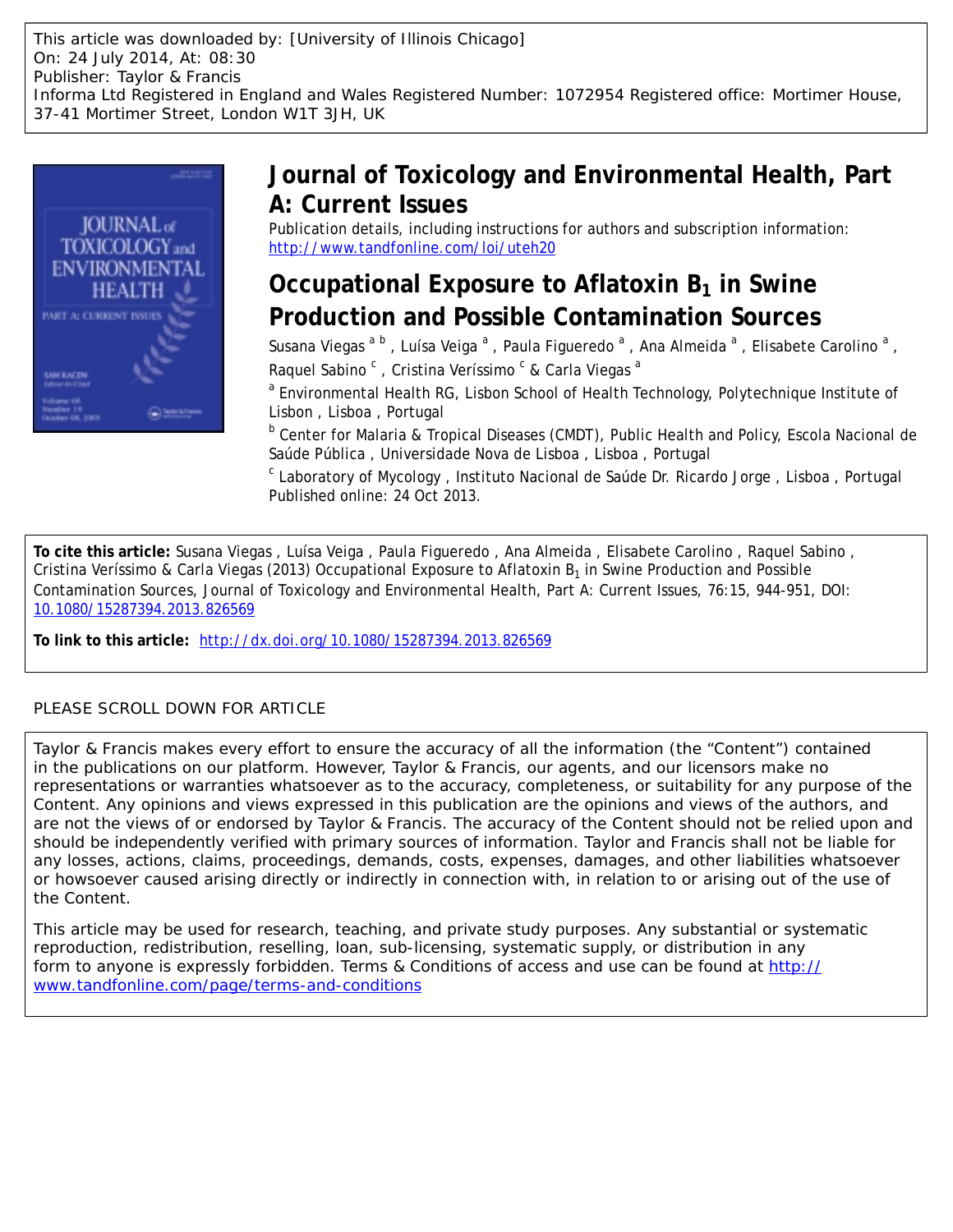This article was downloaded by: [University of Illinois Chicago]
On: 24 July 2014, At: 08:30
Publisher: Taylor & Francis
Informa Ltd Registered in England and Wales Registered Number: 1072954 Registered office: Mortimer House, 37-41 Mortimer Street, London W1T 3JH, UK

# Journal of Toxicology and Environmental Health, Part A: Current Issues

Publication details, including instructions for authors and subscription information:
http://www.tandfonline.com/loi/uteh20

## Occupational Exposure to Aflatoxin $B_1$ in Swine Production and Possible Contamination Sources

Susana Viegas [a] [b] , Luísa Veiga [a] , Paula Figueredo [a] , Ana Almeida [a] , Elisabete Carolino [a] , Raquel Sabino [c] , Cristina Veríssimo [c] & Carla Viegas [a]

[a] Environmental Health RG, Lisbon School of Health Technology, Polytechnique Institute of Lisbon , Lisboa , Portugal

[b] Center for Malaria & Tropical Diseases (CMDT), Public Health and Policy, Escola Nacional de Saúde Pública , Universidade Nova de Lisboa , Lisboa , Portugal

[c] Laboratory of Mycology , Instituto Nacional de Saúde Dr. Ricardo Jorge , Lisboa , Portugal

Published online: 24 Oct 2013.

**To cite this article:** Susana Viegas , Luísa Veiga , Paula Figueredo , Ana Almeida , Elisabete Carolino , Raquel Sabino , Cristina Veríssimo & Carla Viegas (2013) Occupational Exposure to Aflatoxin $B_1$ in Swine Production and Possible Contamination Sources, Journal of Toxicology and Environmental Health, Part A: Current Issues, 76:15, 944-951, DOI: 10.1080/15287394.2013.826569

**To link to this article:** http://dx.doi.org/10.1080/15287394.2013.826569

PLEASE SCROLL DOWN FOR ARTICLE

Taylor & Francis makes every effort to ensure the accuracy of all the information (the "Content") contained in the publications on our platform. However, Taylor & Francis, our agents, and our licensors make no representations or warranties whatsoever as to the accuracy, completeness, or suitability for any purpose of the Content. Any opinions and views expressed in this publication are the opinions and views of the authors, and are not the views of or endorsed by Taylor & Francis. The accuracy of the Content should not be relied upon and should be independently verified with primary sources of information. Taylor and Francis shall not be liable for any losses, actions, claims, proceedings, demands, costs, expenses, damages, and other liabilities whatsoever or howsoever caused arising directly or indirectly in connection with, in relation to or arising out of the use of the Content.

This article may be used for research, teaching, and private study purposes. Any substantial or systematic reproduction, redistribution, reselling, loan, sub-licensing, systematic supply, or distribution in any form to anyone is expressly forbidden. Terms & Conditions of access and use can be found at http://www.tandfonline.com/page/terms-and-conditions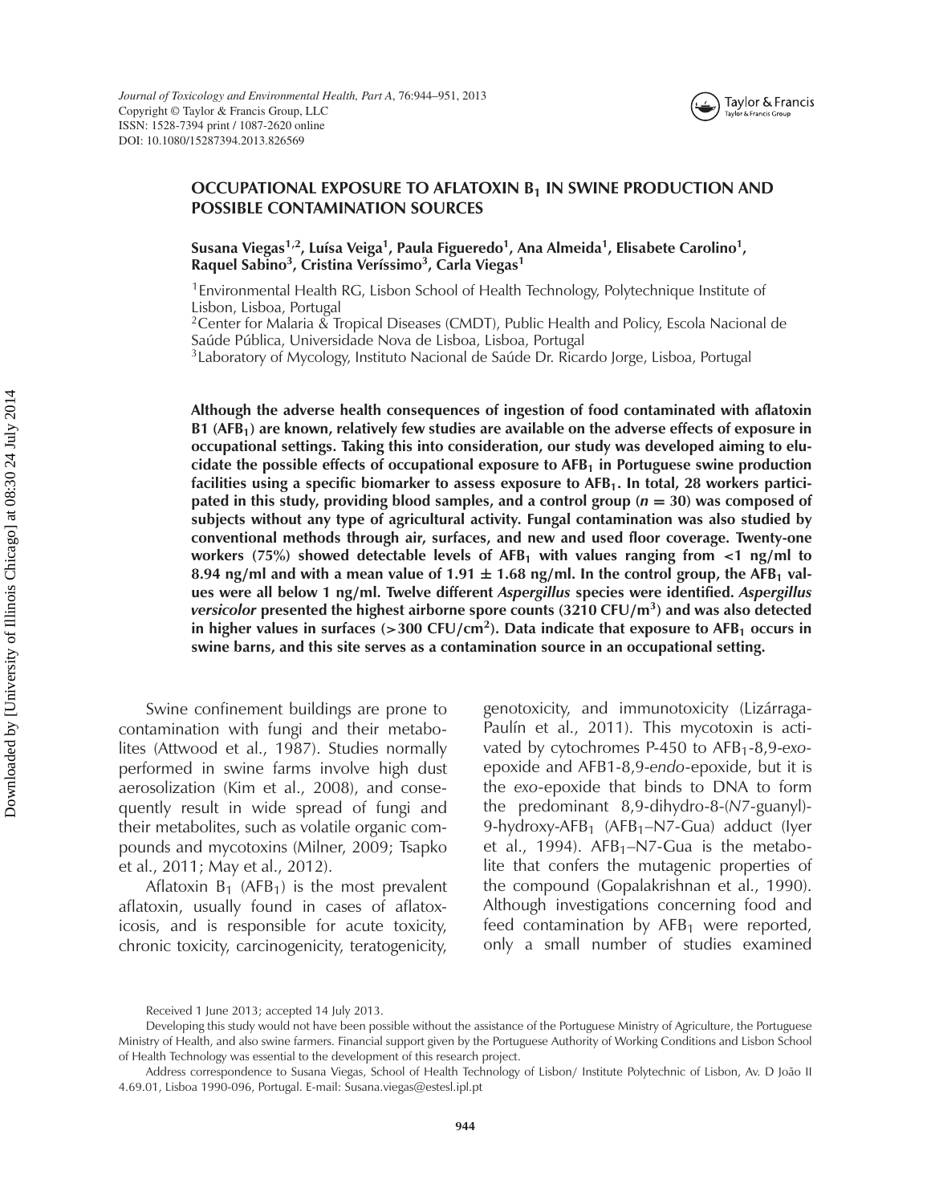# OCCUPATIONAL EXPOSURE TO AFLATOXIN $B_1$ IN SWINE PRODUCTION AND POSSIBLE CONTAMINATION SOURCES

**Susana Viegas[1,2], Luísa Veiga[1], Paula Figueredo[1], Ana Almeida[1], Elisabete Carolino[1], Raquel Sabino[3], Cristina Veríssimo[3], Carla Viegas[1]**

[1]Environmental Health RG, Lisbon School of Health Technology, Polytechnique Institute of Lisbon, Lisboa, Portugal

[2]Center for Malaria & Tropical Diseases (CMDT), Public Health and Policy, Escola Nacional de Saúde Pública, Universidade Nova de Lisboa, Lisboa, Portugal

[3]Laboratory of Mycology, Instituto Nacional de Saúde Dr. Ricardo Jorge, Lisboa, Portugal

**Although the adverse health consequences of ingestion of food contaminated with aflatoxin B1 ($AFB_1$) are known, relatively few studies are available on the adverse effects of exposure in occupational settings. Taking this into consideration, our study was developed aiming to elucidate the possible effects of occupational exposure to $AFB_1$ in Portuguese swine production facilities using a specific biomarker to assess exposure to $AFB_1$. In total, 28 workers participated in this study, providing blood samples, and a control group ($n = 30$) was composed of subjects without any type of agricultural activity. Fungal contamination was also studied by conventional methods through air, surfaces, and new and used floor coverage. Twenty-one workers (75%) showed detectable levels of $AFB_1$ with values ranging from <1 ng/ml to 8.94 ng/ml and with a mean value of 1.91 ± 1.68 ng/ml. In the control group, the $AFB_1$ values were all below 1 ng/ml. Twelve different *Aspergillus* species were identified. *Aspergillus versicolor* presented the highest airborne spore counts (3210 CFU/$m^3$) and was also detected in higher values in surfaces (>300 CFU/$cm^2$). Data indicate that exposure to $AFB_1$ occurs in swine barns, and this site serves as a contamination source in an occupational setting.**

Swine confinement buildings are prone to contamination with fungi and their metabolites (Attwood et al., 1987). Studies normally performed in swine farms involve high dust aerosolization (Kim et al., 2008), and consequently result in wide spread of fungi and their metabolites, such as volatile organic compounds and mycotoxins (Milner, 2009; Tsapko et al., 2011; May et al., 2012).

Aflatoxin $B_1$ ($AFB_1$) is the most prevalent aflatoxin, usually found in cases of aflatoxicosis, and is responsible for acute toxicity, chronic toxicity, carcinogenicity, teratogenicity, genotoxicity, and immunotoxicity (Lizárraga-Paulín et al., 2011). This mycotoxin is activated by cytochromes P-450 to $AFB_1$-8,9-*exo*-epoxide and AFB1-8,9-*endo*-epoxide, but it is the *exo*-epoxide that binds to DNA to form the predominant 8,9-dihydro-8-(*N*7-guanyl)-9-hydroxy-$AFB_1$ ($AFB_1$–N7-Gua) adduct (Iyer et al., 1994). $AFB_1$–N7-Gua is the metabolite that confers the mutagenic properties of the compound (Gopalakrishnan et al., 1990). Although investigations concerning food and feed contamination by $AFB_1$ were reported, only a small number of studies examined

Received 1 June 2013; accepted 14 July 2013.

Developing this study would not have been possible without the assistance of the Portuguese Ministry of Agriculture, the Portuguese Ministry of Health, and also swine farmers. Financial support given by the Portuguese Authority of Working Conditions and Lisbon School of Health Technology was essential to the development of this research project.

Address correspondence to Susana Viegas, School of Health Technology of Lisbon/ Institute Polytechnic of Lisbon, Av. D João II 4.69.01, Lisboa 1990-096, Portugal. E-mail: Susana.viegas@estesl.ipl.pt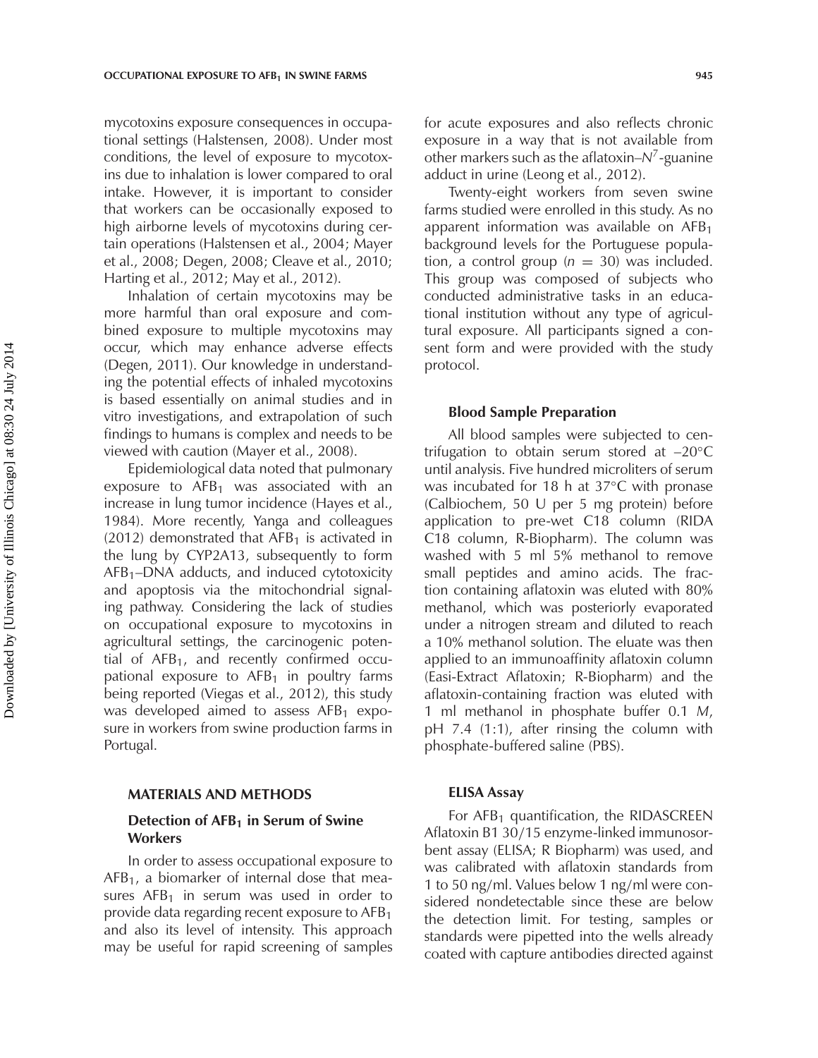mycotoxins exposure consequences in occupational settings (Halstensen, 2008). Under most conditions, the level of exposure to mycotoxins due to inhalation is lower compared to oral intake. However, it is important to consider that workers can be occasionally exposed to high airborne levels of mycotoxins during certain operations (Halstensen et al., 2004; Mayer et al., 2008; Degen, 2008; Cleave et al., 2010; Harting et al., 2012; May et al., 2012).

Inhalation of certain mycotoxins may be more harmful than oral exposure and combined exposure to multiple mycotoxins may occur, which may enhance adverse effects (Degen, 2011). Our knowledge in understanding the potential effects of inhaled mycotoxins is based essentially on animal studies and in vitro investigations, and extrapolation of such findings to humans is complex and needs to be viewed with caution (Mayer et al., 2008).

Epidemiological data noted that pulmonary exposure to $AFB_1$ was associated with an increase in lung tumor incidence (Hayes et al., 1984). More recently, Yanga and colleagues (2012) demonstrated that $AFB_1$ is activated in the lung by CYP2A13, subsequently to form $AFB_1$–DNA adducts, and induced cytotoxicity and apoptosis via the mitochondrial signaling pathway. Considering the lack of studies on occupational exposure to mycotoxins in agricultural settings, the carcinogenic potential of $AFB_1$, and recently confirmed occupational exposure to $AFB_1$ in poultry farms being reported (Viegas et al., 2012), this study was developed aimed to assess $AFB_1$ exposure in workers from swine production farms in Portugal.

## MATERIALS AND METHODS

### Detection of $AFB_1$ in Serum of Swine Workers

In order to assess occupational exposure to $AFB_1$, a biomarker of internal dose that measures $AFB_1$ in serum was used in order to provide data regarding recent exposure to $AFB_1$ and also its level of intensity. This approach may be useful for rapid screening of samples for acute exposures and also reflects chronic exposure in a way that is not available from other markers such as the aflatoxin–$N^7$-guanine adduct in urine (Leong et al., 2012).

Twenty-eight workers from seven swine farms studied were enrolled in this study. As no apparent information was available on $AFB_1$ background levels for the Portuguese population, a control group ($n = 30$) was included. This group was composed of subjects who conducted administrative tasks in an educational institution without any type of agricultural exposure. All participants signed a consent form and were provided with the study protocol.

### Blood Sample Preparation

All blood samples were subjected to centrifugation to obtain serum stored at $-20°C$ until analysis. Five hundred microliters of serum was incubated for 18 h at 37°C with pronase (Calbiochem, 50 U per 5 mg protein) before application to pre-wet C18 column (RIDA C18 column, R-Biopharm). The column was washed with 5 ml 5% methanol to remove small peptides and amino acids. The fraction containing aflatoxin was eluted with 80% methanol, which was posteriorly evaporated under a nitrogen stream and diluted to reach a 10% methanol solution. The eluate was then applied to an immunoaffinity aflatoxin column (Easi-Extract Aflatoxin; R-Biopharm) and the aflatoxin-containing fraction was eluted with 1 ml methanol in phosphate buffer 0.1 *M*, pH 7.4 (1:1), after rinsing the column with phosphate-buffered saline (PBS).

### ELISA Assay

For $AFB_1$ quantification, the RIDASCREEN Aflatoxin B1 30/15 enzyme-linked immunosorbent assay (ELISA; R Biopharm) was used, and was calibrated with aflatoxin standards from 1 to 50 ng/ml. Values below 1 ng/ml were considered nondetectable since these are below the detection limit. For testing, samples or standards were pipetted into the wells already coated with capture antibodies directed against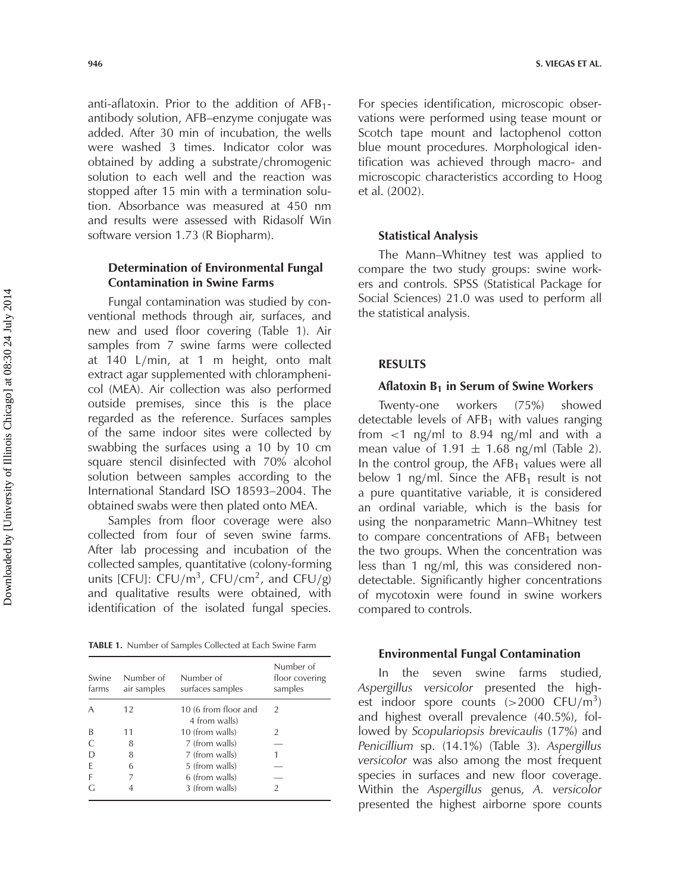anti-aflatoxin. Prior to the addition of $AFB_1$-antibody solution, AFB–enzyme conjugate was added. After 30 min of incubation, the wells were washed 3 times. Indicator color was obtained by adding a substrate/chromogenic solution to each well and the reaction was stopped after 15 min with a termination solution. Absorbance was measured at 450 nm and results were assessed with Ridasolf Win software version 1.73 (R Biopharm).

### Determination of Environmental Fungal Contamination in Swine Farms

Fungal contamination was studied by conventional methods through air, surfaces, and new and used floor covering (Table 1). Air samples from 7 swine farms were collected at 140 L/min, at 1 m height, onto malt extract agar supplemented with chloramphenicol (MEA). Air collection was also performed outside premises, since this is the place regarded as the reference. Surfaces samples of the same indoor sites were collected by swabbing the surfaces using a 10 by 10 cm square stencil disinfected with 70% alcohol solution between samples according to the International Standard ISO 18593–2004. The obtained swabs were then plated onto MEA.

Samples from floor coverage were also collected from four of seven swine farms. After lab processing and incubation of the collected samples, quantitative (colony-forming units [CFU]: CFU/m$^3$, CFU/cm$^2$, and CFU/g) and qualitative results were obtained, with identification of the isolated fungal species.

**TABLE 1.** Number of Samples Collected at Each Swine Farm

| Swine farms | Number of air samples | Number of surfaces samples | Number of floor covering samples |
|---|---|---|---|
| A | 12 | 10 (6 from floor and 4 from walls) | 2 |
| B | 11 | 10 (from walls) | 2 |
| C | 8 | 7 (from walls) | — |
| D | 8 | 7 (from walls) | 1 |
| E | 6 | 5 (from walls) | — |
| F | 7 | 6 (from walls) | — |
| G | 4 | 3 (from walls) | 2 |

For species identification, microscopic observations were performed using tease mount or Scotch tape mount and lactophenol cotton blue mount procedures. Morphological identification was achieved through macro- and microscopic characteristics according to Hoog et al. (2002).

### Statistical Analysis

The Mann–Whitney test was applied to compare the two study groups: swine workers and controls. SPSS (Statistical Package for Social Sciences) 21.0 was used to perform all the statistical analysis.

## RESULTS

### Aflatoxin $B_1$ in Serum of Swine Workers

Twenty-one workers (75%) showed detectable levels of $AFB_1$ with values ranging from <1 ng/ml to 8.94 ng/ml and with a mean value of 1.91 ± 1.68 ng/ml (Table 2). In the control group, the $AFB_1$ values were all below 1 ng/ml. Since the $AFB_1$ result is not a pure quantitative variable, it is considered an ordinal variable, which is the basis for using the nonparametric Mann–Whitney test to compare concentrations of $AFB_1$ between the two groups. When the concentration was less than 1 ng/ml, this was considered nondetectable. Significantly higher concentrations of mycotoxin were found in swine workers compared to controls.

### Environmental Fungal Contamination

In the seven swine farms studied, *Aspergillus versicolor* presented the highest indoor spore counts (>2000 CFU/m$^3$) and highest overall prevalence (40.5%), followed by *Scopulariopsis brevicaulis* (17%) and *Penicillium* sp. (14.1%) (Table 3). *Aspergillus versicolor* was also among the most frequent species in surfaces and new floor coverage. Within the *Aspergillus* genus, *A. versicolor* presented the highest airborne spore counts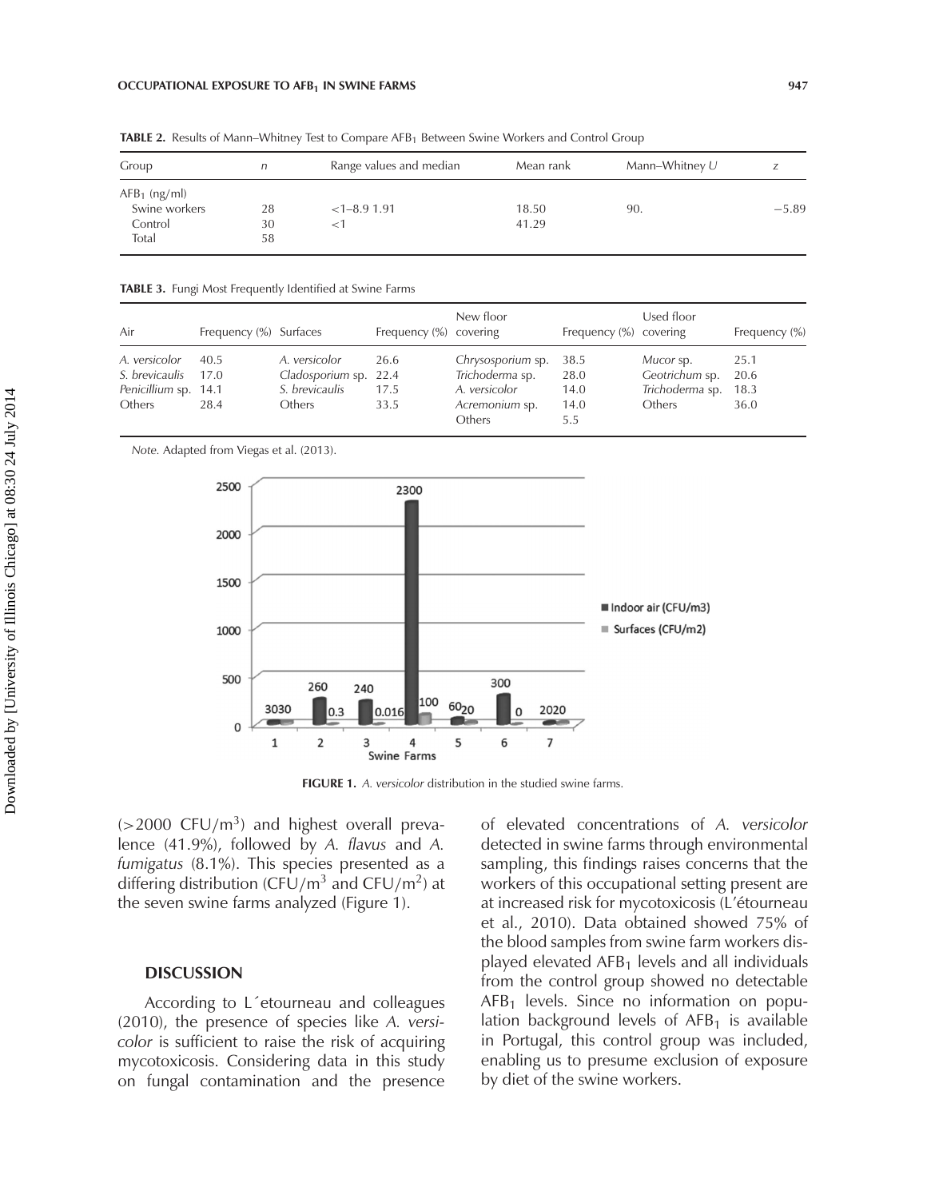**TABLE 2.** Results of Mann–Whitney Test to Compare $AFB_1$ Between Swine Workers and Control Group

| Group | *n* | Range values and median | Mean rank | Mann–Whitney *U* | *z* |
|---|---|---|---|---|---|
| $AFB_1$ (ng/ml) | | | | | |
| Swine workers | 28 | <1–8.9 1.91 | 18.50 | 90. | −5.89 |
| Control | 30 | <1 | 41.29 | | |
| Total | 58 | | | | |

**TABLE 3.** Fungi Most Frequently Identified at Swine Farms

| Air | Frequency (%) | Surfaces | Frequency (%) | New floor covering | Frequency (%) | Used floor covering | Frequency (%) |
|---|---|---|---|---|---|---|---|
| *A. versicolor* | 40.5 | *A. versicolor* | 26.6 | *Chrysosporium* sp. | 38.5 | *Mucor* sp. | 25.1 |
| *S. brevicaulis* | 17.0 | *Cladosporium* sp. | 22.4 | *Trichoderma* sp. | 28.0 | *Geotrichum* sp. | 20.6 |
| *Penicillium* sp. | 14.1 | *S. brevicaulis* | 17.5 | *A. versicolor* | 14.0 | *Trichoderma* sp. | 18.3 |
| Others | 28.4 | Others | 33.5 | *Acremonium* sp. | 14.0 | Others | 36.0 |
| | | | | Others | 5.5 | | |

*Note.* Adapted from Viegas et al. (2013).

**FIGURE 1.** *A. versicolor* distribution in the studied swine farms.

(>2000 CFU/$m^3$) and highest overall prevalence (41.9%), followed by *A. flavus* and *A. fumigatus* (8.1%). This species presented as a differing distribution (CFU/$m^3$ and CFU/$m^2$) at the seven swine farms analyzed (Figure 1).

## DISCUSSION

According to L´etourneau and colleagues (2010), the presence of species like *A. versicolor* is sufficient to raise the risk of acquiring mycotoxicosis. Considering data in this study on fungal contamination and the presence of elevated concentrations of *A. versicolor* detected in swine farms through environmental sampling, this findings raises concerns that the workers of this occupational setting present are at increased risk for mycotoxicosis (L'étourneau et al., 2010). Data obtained showed 75% of the blood samples from swine farm workers displayed elevated $AFB_1$ levels and all individuals from the control group showed no detectable $AFB_1$ levels. Since no information on population background levels of $AFB_1$ is available in Portugal, this control group was included, enabling us to presume exclusion of exposure by diet of the swine workers.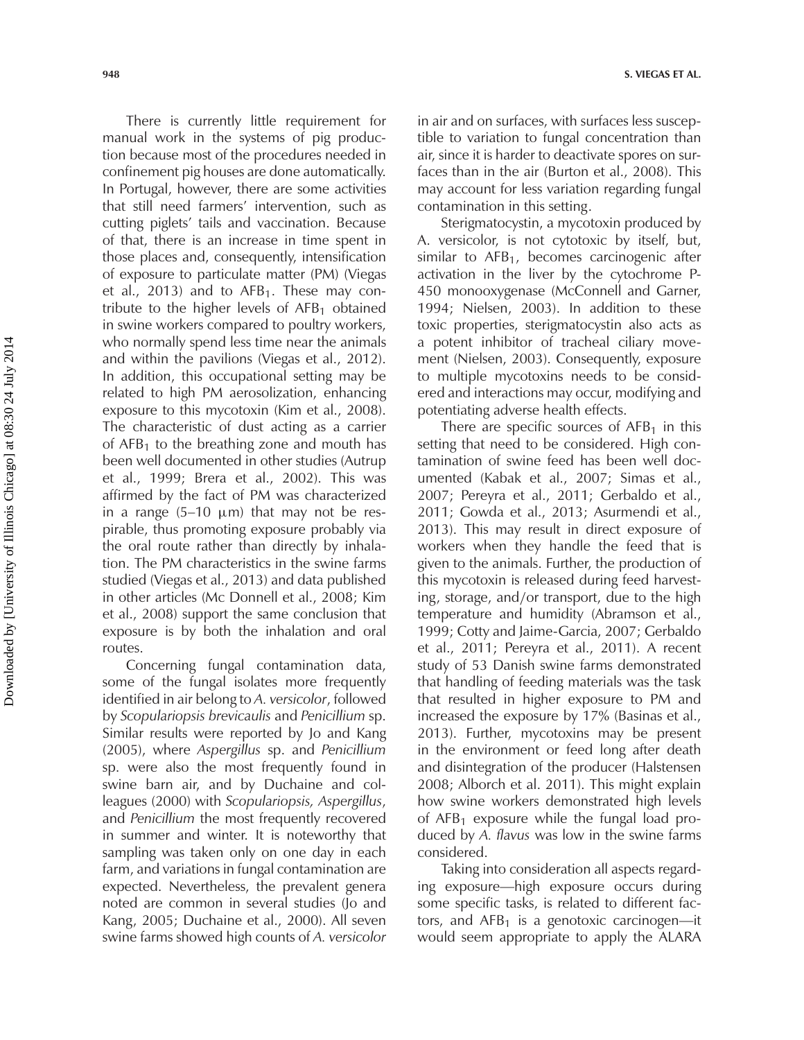There is currently little requirement for manual work in the systems of pig production because most of the procedures needed in confinement pig houses are done automatically. In Portugal, however, there are some activities that still need farmers' intervention, such as cutting piglets' tails and vaccination. Because of that, there is an increase in time spent in those places and, consequently, intensification of exposure to particulate matter (PM) (Viegas et al., 2013) and to $AFB_1$. These may contribute to the higher levels of $AFB_1$ obtained in swine workers compared to poultry workers, who normally spend less time near the animals and within the pavilions (Viegas et al., 2012). In addition, this occupational setting may be related to high PM aerosolization, enhancing exposure to this mycotoxin (Kim et al., 2008). The characteristic of dust acting as a carrier of $AFB_1$ to the breathing zone and mouth has been well documented in other studies (Autrup et al., 1999; Brera et al., 2002). This was affirmed by the fact of PM was characterized in a range (5–10 $\mu$m) that may not be respirable, thus promoting exposure probably via the oral route rather than directly by inhalation. The PM characteristics in the swine farms studied (Viegas et al., 2013) and data published in other articles (Mc Donnell et al., 2008; Kim et al., 2008) support the same conclusion that exposure is by both the inhalation and oral routes.

Concerning fungal contamination data, some of the fungal isolates more frequently identified in air belong to *A. versicolor*, followed by *Scopulariopsis brevicaulis* and *Penicillium* sp. Similar results were reported by Jo and Kang (2005), where *Aspergillus* sp. and *Penicillium* sp. were also the most frequently found in swine barn air, and by Duchaine and colleagues (2000) with *Scopulariopsis, Aspergillus*, and *Penicillium* the most frequently recovered in summer and winter. It is noteworthy that sampling was taken only on one day in each farm, and variations in fungal contamination are expected. Nevertheless, the prevalent genera noted are common in several studies (Jo and Kang, 2005; Duchaine et al., 2000). All seven swine farms showed high counts of *A. versicolor* in air and on surfaces, with surfaces less susceptible to variation to fungal concentration than air, since it is harder to deactivate spores on surfaces than in the air (Burton et al., 2008). This may account for less variation regarding fungal contamination in this setting.

Sterigmatocystin, a mycotoxin produced by A. versicolor, is not cytotoxic by itself, but, similar to $AFB_1$, becomes carcinogenic after activation in the liver by the cytochrome P-450 monooxygenase (McConnell and Garner, 1994; Nielsen, 2003). In addition to these toxic properties, sterigmatocystin also acts as a potent inhibitor of tracheal ciliary movement (Nielsen, 2003). Consequently, exposure to multiple mycotoxins needs to be considered and interactions may occur, modifying and potentiating adverse health effects.

There are specific sources of $AFB_1$ in this setting that need to be considered. High contamination of swine feed has been well documented (Kabak et al., 2007; Simas et al., 2007; Pereyra et al., 2011; Gerbaldo et al., 2011; Gowda et al., 2013; Asurmendi et al., 2013). This may result in direct exposure of workers when they handle the feed that is given to the animals. Further, the production of this mycotoxin is released during feed harvesting, storage, and/or transport, due to the high temperature and humidity (Abramson et al., 1999; Cotty and Jaime-Garcia, 2007; Gerbaldo et al., 2011; Pereyra et al., 2011). A recent study of 53 Danish swine farms demonstrated that handling of feeding materials was the task that resulted in higher exposure to PM and increased the exposure by 17% (Basinas et al., 2013). Further, mycotoxins may be present in the environment or feed long after death and disintegration of the producer (Halstensen 2008; Alborch et al. 2011). This might explain how swine workers demonstrated high levels of $AFB_1$ exposure while the fungal load produced by *A. flavus* was low in the swine farms considered.

Taking into consideration all aspects regarding exposure—high exposure occurs during some specific tasks, is related to different factors, and $AFB_1$ is a genotoxic carcinogen—it would seem appropriate to apply the ALARA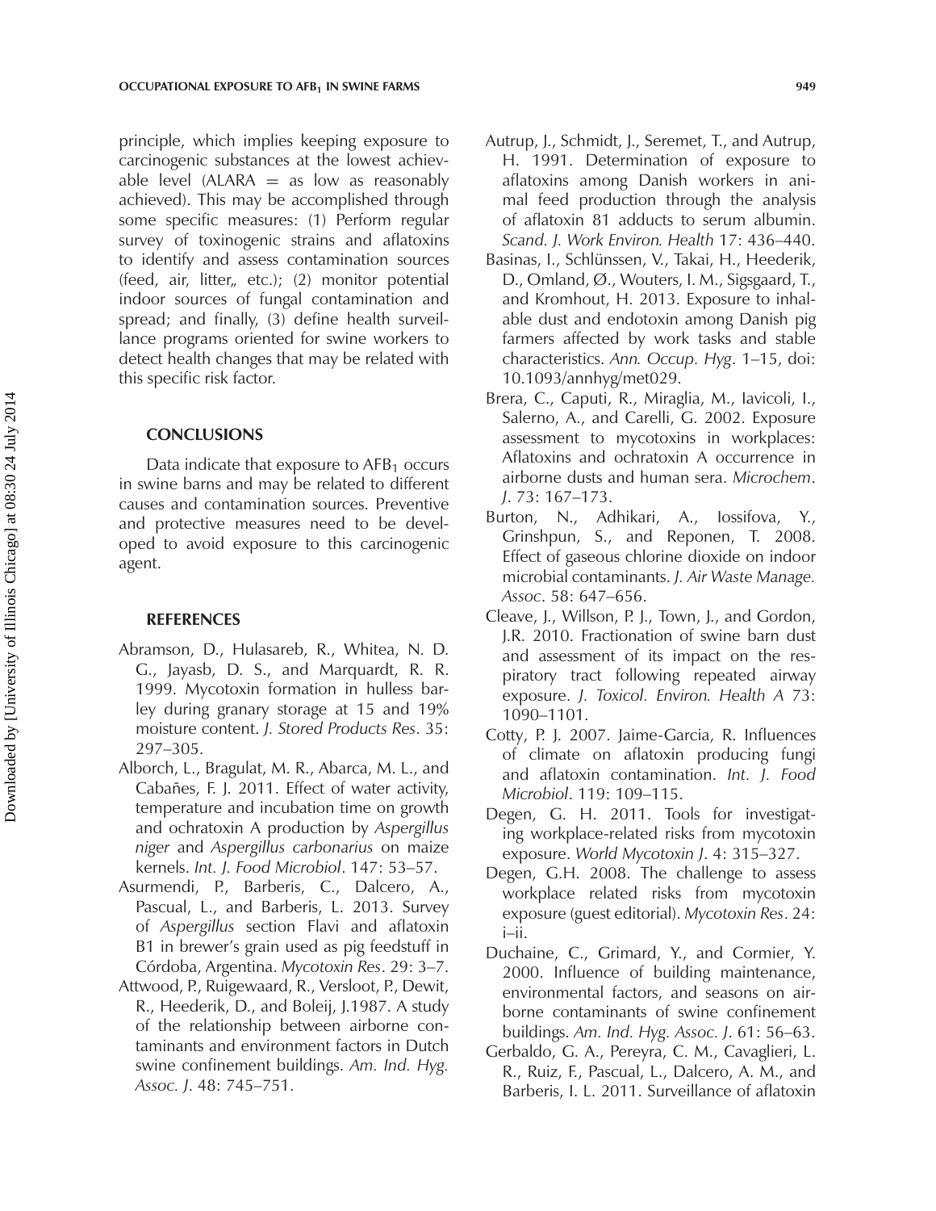principle, which implies keeping exposure to carcinogenic substances at the lowest achievable level (ALARA = as low as reasonably achieved). This may be accomplished through some specific measures: (1) Perform regular survey of toxinogenic strains and aflatoxins to identify and assess contamination sources (feed, air, litter,, etc.); (2) monitor potential indoor sources of fungal contamination and spread; and finally, (3) define health surveillance programs oriented for swine workers to detect health changes that may be related with this specific risk factor.

## CONCLUSIONS

Data indicate that exposure to $AFB_1$ occurs in swine barns and may be related to different causes and contamination sources. Preventive and protective measures need to be developed to avoid exposure to this carcinogenic agent.

## REFERENCES

Abramson, D., Hulasareb, R., Whitea, N. D. G., Jayasb, D. S., and Marquardt, R. R. 1999. Mycotoxin formation in hulless barley during granary storage at 15 and 19% moisture content. *J. Stored Products Res*. 35: 297–305.

Alborch, L., Bragulat, M. R., Abarca, M. L., and Cabañes, F. J. 2011. Effect of water activity, temperature and incubation time on growth and ochratoxin A production by *Aspergillus niger* and *Aspergillus carbonarius* on maize kernels. *Int. J. Food Microbiol*. 147: 53–57.

Asurmendi, P., Barberis, C., Dalcero, A., Pascual, L., and Barberis, L. 2013. Survey of *Aspergillus* section Flavi and aflatoxin B1 in brewer's grain used as pig feedstuff in Córdoba, Argentina. *Mycotoxin Res*. 29: 3–7.

Attwood, P., Ruigewaard, R., Versloot, P., Dewit, R., Heederik, D., and Boleij, J.1987. A study of the relationship between airborne contaminants and environment factors in Dutch swine confinement buildings. *Am. Ind. Hyg. Assoc. J*. 48: 745–751.

Autrup, J., Schmidt, J., Seremet, T., and Autrup, H. 1991. Determination of exposure to aflatoxins among Danish workers in animal feed production through the analysis of aflatoxin 81 adducts to serum albumin. *Scand. J. Work Environ. Health* 17: 436–440.

Basinas, I., Schlünssen, V., Takai, H., Heederik, D., Omland, Ø., Wouters, I. M., Sigsgaard, T., and Kromhout, H. 2013. Exposure to inhalable dust and endotoxin among Danish pig farmers affected by work tasks and stable characteristics. *Ann. Occup. Hyg*. 1–15, doi: 10.1093/annhyg/met029.

Brera, C., Caputi, R., Miraglia, M., Iavicoli, I., Salerno, A., and Carelli, G. 2002. Exposure assessment to mycotoxins in workplaces: Aflatoxins and ochratoxin A occurrence in airborne dusts and human sera. *Microchem. J*. 73: 167–173.

Burton, N., Adhikari, A., Iossifova, Y., Grinshpun, S., and Reponen, T. 2008. Effect of gaseous chlorine dioxide on indoor microbial contaminants. *J. Air Waste Manage. Assoc*. 58: 647–656.

Cleave, J., Willson, P. J., Town, J., and Gordon, J.R. 2010. Fractionation of swine barn dust and assessment of its impact on the respiratory tract following repeated airway exposure. *J. Toxicol. Environ. Health A* 73: 1090–1101.

Cotty, P. J. 2007. Jaime-Garcia, R. Influences of climate on aflatoxin producing fungi and aflatoxin contamination. *Int. J. Food Microbiol*. 119: 109–115.

Degen, G. H. 2011. Tools for investigating workplace-related risks from mycotoxin exposure. *World Mycotoxin J*. 4: 315–327.

Degen, G.H. 2008. The challenge to assess workplace related risks from mycotoxin exposure (guest editorial). *Mycotoxin Res*. 24: i–ii.

Duchaine, C., Grimard, Y., and Cormier, Y. 2000. Influence of building maintenance, environmental factors, and seasons on airborne contaminants of swine confinement buildings. *Am. Ind. Hyg. Assoc. J*. 61: 56–63.

Gerbaldo, G. A., Pereyra, C. M., Cavaglieri, L. R., Ruiz, F., Pascual, L., Dalcero, A. M., and Barberis, I. L. 2011. Surveillance of aflatoxin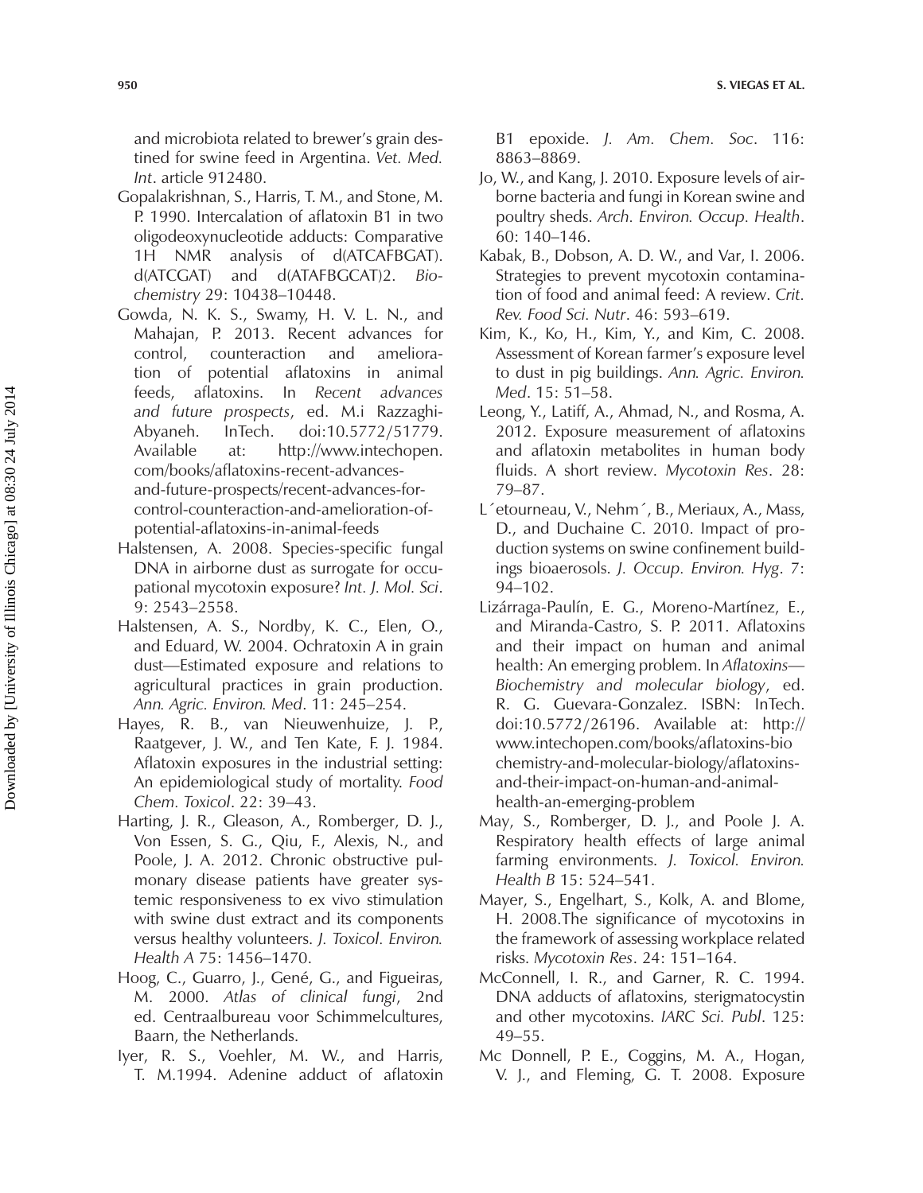and microbiota related to brewer's grain destined for swine feed in Argentina. *Vet. Med. Int*. article 912480.

Gopalakrishnan, S., Harris, T. M., and Stone, M. P. 1990. Intercalation of aflatoxin B1 in two oligodeoxynucleotide adducts: Comparative 1H NMR analysis of d(ATCAFBGAT). d(ATCGAT) and d(ATAFBGCAT)2. *Biochemistry* 29: 10438–10448.

Gowda, N. K. S., Swamy, H. V. L. N., and Mahajan, P. 2013. Recent advances for control, counteraction and amelioration of potential aflatoxins in animal feeds, aflatoxins. In *Recent advances and future prospects*, ed. M.i Razzaghi-Abyaneh. InTech. doi:10.5772/51779. Available at: http://www.intechopen.com/books/aflatoxins-recent-advances-and-future-prospects/recent-advances-for-control-counteraction-and-amelioration-of-potential-aflatoxins-in-animal-feeds

Halstensen, A. 2008. Species-specific fungal DNA in airborne dust as surrogate for occupational mycotoxin exposure? *Int. J. Mol. Sci*. 9: 2543–2558.

Halstensen, A. S., Nordby, K. C., Elen, O., and Eduard, W. 2004. Ochratoxin A in grain dust—Estimated exposure and relations to agricultural practices in grain production. *Ann. Agric. Environ. Med*. 11: 245–254.

Hayes, R. B., van Nieuwenhuize, J. P., Raatgever, J. W., and Ten Kate, F. J. 1984. Aflatoxin exposures in the industrial setting: An epidemiological study of mortality. *Food Chem. Toxicol*. 22: 39–43.

Harting, J. R., Gleason, A., Romberger, D. J., Von Essen, S. G., Qiu, F., Alexis, N., and Poole, J. A. 2012. Chronic obstructive pulmonary disease patients have greater systemic responsiveness to ex vivo stimulation with swine dust extract and its components versus healthy volunteers. *J. Toxicol. Environ. Health A* 75: 1456–1470.

Hoog, C., Guarro, J., Gené, G., and Figueiras, M. 2000. *Atlas of clinical fungi*, 2nd ed. Centraalbureau voor Schimmelcultures, Baarn, the Netherlands.

Iyer, R. S., Voehler, M. W., and Harris, T. M.1994. Adenine adduct of aflatoxin B1 epoxide. *J. Am. Chem. Soc*. 116: 8863–8869.

Jo, W., and Kang, J. 2010. Exposure levels of airborne bacteria and fungi in Korean swine and poultry sheds. *Arch. Environ. Occup. Health*. 60: 140–146.

Kabak, B., Dobson, A. D. W., and Var, I. 2006. Strategies to prevent mycotoxin contamination of food and animal feed: A review. *Crit. Rev. Food Sci. Nutr*. 46: 593–619.

Kim, K., Ko, H., Kim, Y., and Kim, C. 2008. Assessment of Korean farmer's exposure level to dust in pig buildings. *Ann. Agric. Environ. Med*. 15: 51–58.

Leong, Y., Latiff, A., Ahmad, N., and Rosma, A. 2012. Exposure measurement of aflatoxins and aflatoxin metabolites in human body fluids. A short review. *Mycotoxin Res*. 28: 79–87.

L´etourneau, V., Nehm´, B., Meriaux, A., Mass, D., and Duchaine C. 2010. Impact of production systems on swine confinement buildings bioaerosols. *J. Occup. Environ. Hyg*. 7: 94–102.

Lizárraga-Paulín, E. G., Moreno-Martínez, E., and Miranda-Castro, S. P. 2011. Aflatoxins and their impact on human and animal health: An emerging problem. In *Aflatoxins—Biochemistry and molecular biology*, ed. R. G. Guevara-Gonzalez. ISBN: InTech. doi:10.5772/26196. Available at: http://www.intechopen.com/books/aflatoxins-biochemistry-and-molecular-biology/aflatoxins-and-their-impact-on-human-and-animal-health-an-emerging-problem

May, S., Romberger, D. J., and Poole J. A. Respiratory health effects of large animal farming environments. *J. Toxicol. Environ. Health B* 15: 524–541.

Mayer, S., Engelhart, S., Kolk, A. and Blome, H. 2008.The significance of mycotoxins in the framework of assessing workplace related risks. *Mycotoxin Res*. 24: 151–164.

McConnell, I. R., and Garner, R. C. 1994. DNA adducts of aflatoxins, sterigmatocystin and other mycotoxins. *IARC Sci. Publ*. 125: 49–55.

Mc Donnell, P. E., Coggins, M. A., Hogan, V. J., and Fleming, G. T. 2008. Exposure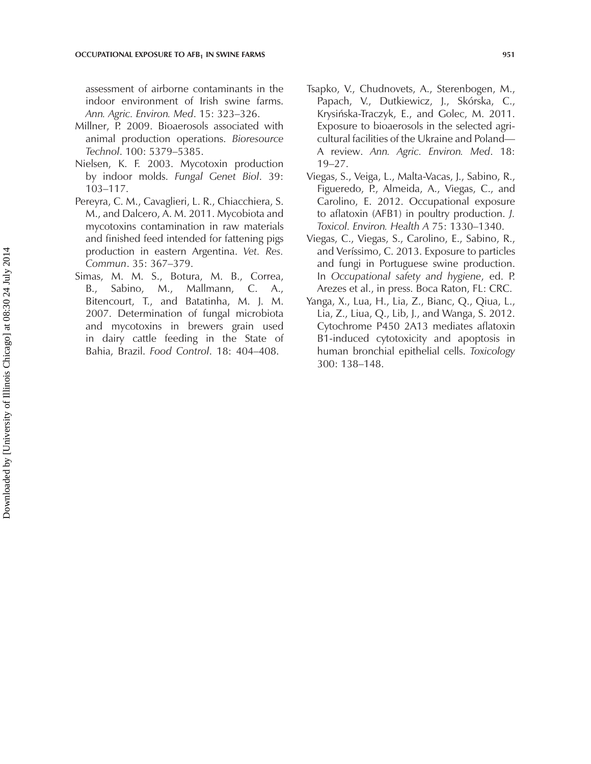assessment of airborne contaminants in the indoor environment of Irish swine farms. *Ann. Agric. Environ. Med*. 15: 323–326.

Millner, P. 2009. Bioaerosols associated with animal production operations. *Bioresource Technol*. 100: 5379–5385.

Nielsen, K. F. 2003. Mycotoxin production by indoor molds. *Fungal Genet Biol*. 39: 103–117.

Pereyra, C. M., Cavaglieri, L. R., Chiacchiera, S. M., and Dalcero, A. M. 2011. Mycobiota and mycotoxins contamination in raw materials and finished feed intended for fattening pigs production in eastern Argentina. *Vet. Res. Commun*. 35: 367–379.

Simas, M. M. S., Botura, M. B., Correa, B., Sabino, M., Mallmann, C. A., Bitencourt, T., and Batatinha, M. J. M. 2007. Determination of fungal microbiota and mycotoxins in brewers grain used in dairy cattle feeding in the State of Bahia, Brazil. *Food Control*. 18: 404–408.

Tsapko, V., Chudnovets, A., Sterenbogen, M., Papach, V., Dutkiewicz, J., Skórska, C., Krysińska-Traczyk, E., and Golec, M. 2011. Exposure to bioaerosols in the selected agricultural facilities of the Ukraine and Poland—A review. *Ann. Agric. Environ. Med*. 18: 19–27.

Viegas, S., Veiga, L., Malta-Vacas, J., Sabino, R., Figueredo, P., Almeida, A., Viegas, C., and Carolino, E. 2012. Occupational exposure to aflatoxin (AFB1) in poultry production. *J. Toxicol. Environ. Health A* 75: 1330–1340.

Viegas, C., Viegas, S., Carolino, E., Sabino, R., and Veríssimo, C. 2013. Exposure to particles and fungi in Portuguese swine production. In *Occupational safety and hygiene*, ed. P. Arezes et al., in press. Boca Raton, FL: CRC.

Yanga, X., Lua, H., Lia, Z., Bianc, Q., Qiua, L., Lia, Z., Liua, Q., Lib, J., and Wanga, S. 2012. Cytochrome P450 2A13 mediates aflatoxin B1-induced cytotoxicity and apoptosis in human bronchial epithelial cells. *Toxicology* 300: 138–148.